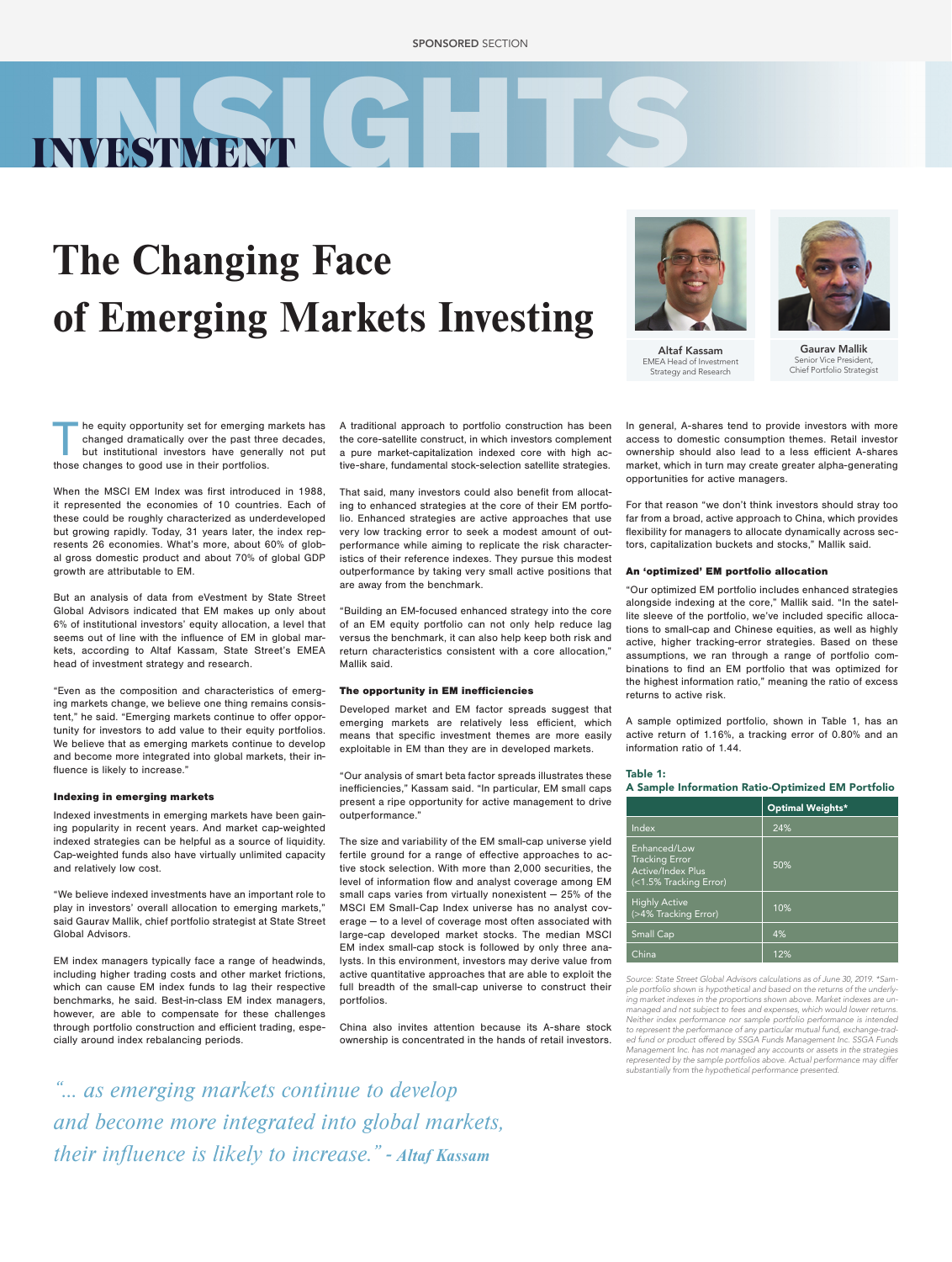SPONSORED SECTION

INVESTMENT INSIGHTS

# The Changing Face of Emerging Markets Investing

**Altaf Kassam**
EMEA Head of Investment Strategy and Research

**Gaurav Mallik**
Senior Vice President, Chief Portfolio Strategist

The equity opportunity set for emerging markets has changed dramatically over the past three decades, but institutional investors have generally not put those changes to good use in their portfolios.

When the MSCI EM Index was first introduced in 1988, it represented the economies of 10 countries. Each of these could be roughly characterized as underdeveloped but growing rapidly. Today, 31 years later, the index represents 26 economies. What's more, about 60% of global gross domestic product and about 70% of global GDP growth are attributable to EM.

But an analysis of data from eVestment by State Street Global Advisors indicated that EM makes up only about 6% of institutional investors' equity allocation, a level that seems out of line with the influence of EM in global markets, according to Altaf Kassam, State Street's EMEA head of investment strategy and research.

"Even as the composition and characteristics of emerging markets change, we believe one thing remains consistent," he said. "Emerging markets continue to offer opportunity for investors to add value to their equity portfolios. We believe that as emerging markets continue to develop and become more integrated into global markets, their influence is likely to increase."

#### Indexing in emerging markets

Indexed investments in emerging markets have been gaining popularity in recent years. And market cap-weighted indexed strategies can be helpful as a source of liquidity. Cap-weighted funds also have virtually unlimited capacity and relatively low cost.

"We believe indexed investments have an important role to play in investors' overall allocation to emerging markets," said Gaurav Mallik, chief portfolio strategist at State Street Global Advisors.

EM index managers typically face a range of headwinds, including higher trading costs and other market frictions, which can cause EM index funds to lag their respective benchmarks, he said. Best-in-class EM index managers, however, are able to compensate for these challenges through portfolio construction and efficient trading, especially around index rebalancing periods.

*"... as emerging markets continue to develop and become more integrated into global markets, their influence is likely to increase." - **Altaf Kassam***

A traditional approach to portfolio construction has been the core-satellite construct, in which investors complement a pure market-capitalization indexed core with high active-share, fundamental stock-selection satellite strategies.

That said, many investors could also benefit from allocating to enhanced strategies at the core of their EM portfolio. Enhanced strategies are active approaches that use very low tracking error to seek a modest amount of outperformance while aiming to replicate the risk characteristics of their reference indexes. They pursue this modest outperformance by taking very small active positions that are away from the benchmark.

"Building an EM-focused enhanced strategy into the core of an EM equity portfolio can not only help reduce lag versus the benchmark, it can also help keep both risk and return characteristics consistent with a core allocation," Mallik said.

#### The opportunity in EM inefficiencies

Developed market and EM factor spreads suggest that emerging markets are relatively less efficient, which means that specific investment themes are more easily exploitable in EM than they are in developed markets.

"Our analysis of smart beta factor spreads illustrates these inefficiencies," Kassam said. "In particular, EM small caps present a ripe opportunity for active management to drive outperformance."

The size and variability of the EM small-cap universe yield fertile ground for a range of effective approaches to active stock selection. With more than 2,000 securities, the level of information flow and analyst coverage among EM small caps varies from virtually nonexistent — 25% of the MSCI EM Small-Cap Index universe has no analyst coverage — to a level of coverage most often associated with large-cap developed market stocks. The median MSCI EM index small-cap stock is followed by only three analysts. In this environment, investors may derive value from active quantitative approaches that are able to exploit the full breadth of the small-cap universe to construct their portfolios.

China also invites attention because its A-share stock ownership is concentrated in the hands of retail investors. In general, A-shares tend to provide investors with more access to domestic consumption themes. Retail investor ownership should also lead to a less efficient A-shares market, which in turn may create greater alpha-generating opportunities for active managers.

For that reason "we don't think investors should stray too far from a broad, active approach to China, which provides flexibility for managers to allocate dynamically across sectors, capitalization buckets and stocks," Mallik said.

#### An 'optimized' EM portfolio allocation

"Our optimized EM portfolio includes enhanced strategies alongside indexing at the core," Mallik said. "In the satellite sleeve of the portfolio, we've included specific allocations to small-cap and Chinese equities, as well as highly active, higher tracking-error strategies. Based on these assumptions, we ran through a range of portfolio combinations to find an EM portfolio that was optimized for the highest information ratio," meaning the ratio of excess returns to active risk.

A sample optimized portfolio, shown in Table 1, has an active return of 1.16%, a tracking error of 0.80% and an information ratio of 1.44.

**Table 1: A Sample Information Ratio-Optimized EM Portfolio**

| | Optimal Weights* |
|---|---|
| Index | 24% |
| Enhanced/Low Tracking Error Active/Index Plus (<1.5% Tracking Error) | 50% |
| Highly Active (>4% Tracking Error) | 10% |
| Small Cap | 4% |
| China | 12% |

*Source: State Street Global Advisors calculations as of June 30, 2019. *Sample portfolio shown is hypothetical and based on the returns of the underlying market indexes in the proportions shown above. Market indexes are unmanaged and not subject to fees and expenses, which would lower returns. Neither index performance nor sample portfolio performance is intended to represent the performance of any particular mutual fund, exchange-traded fund or product offered by SSGA Funds Management Inc. SSGA Funds Management Inc. has not managed any accounts or assets in the strategies represented by the sample portfolios above. Actual performance may differ substantially from the hypothetical performance presented.*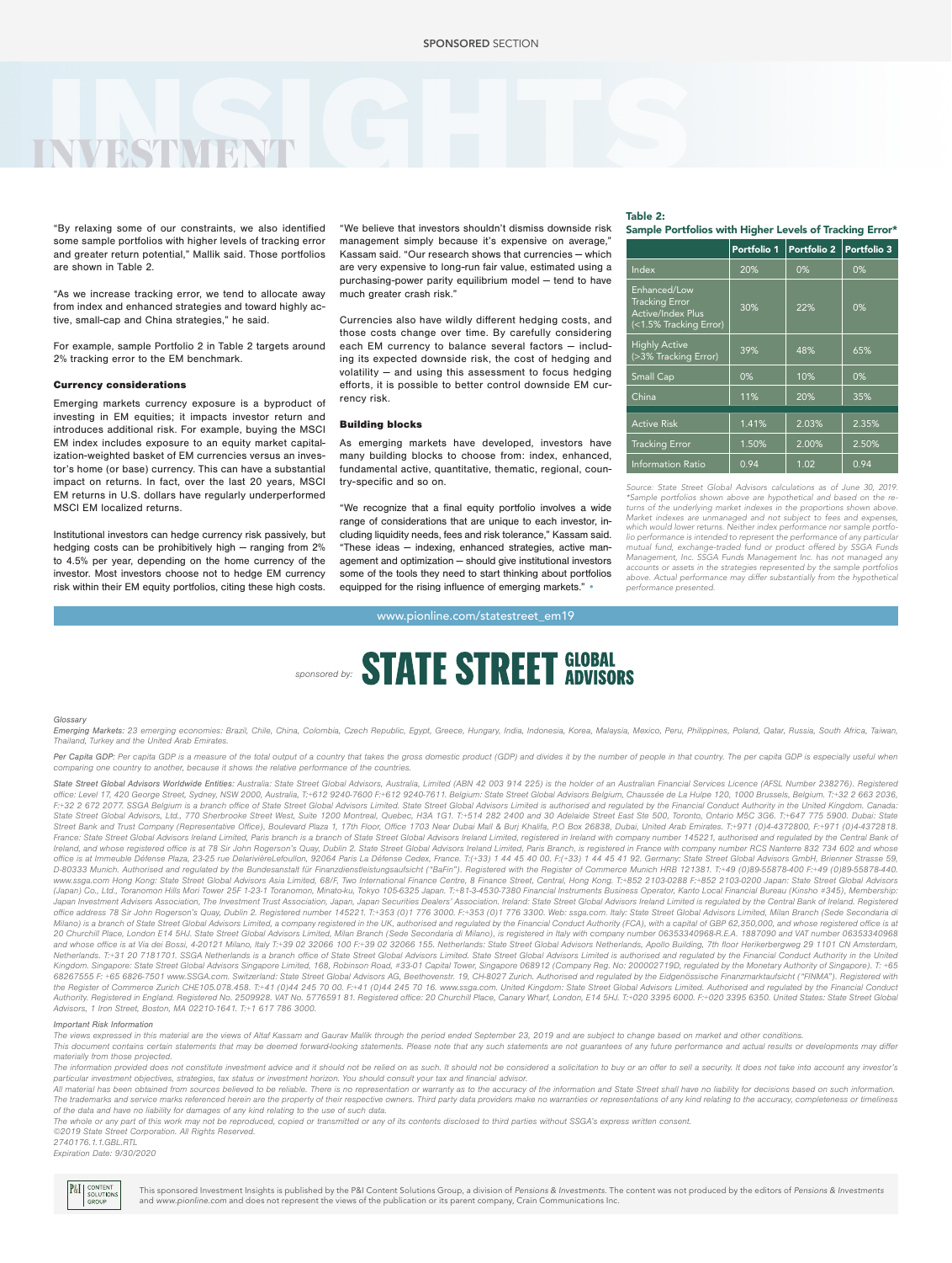SPONSORED SECTION

INVESTMENT INSIGHTS

"By relaxing some of our constraints, we also identified some sample portfolios with higher levels of tracking error and greater return potential," Mallik said. Those portfolios are shown in Table 2.

"As we increase tracking error, we tend to allocate away from index and enhanced strategies and toward highly active, small-cap and China strategies," he said.

For example, sample Portfolio 2 in Table 2 targets around 2% tracking error to the EM benchmark.

### Currency considerations

Emerging markets currency exposure is a byproduct of investing in EM equities; it impacts investor return and introduces additional risk. For example, buying the MSCI EM index includes exposure to an equity market capitalization-weighted basket of EM currencies versus an investor's home (or base) currency. This can have a substantial impact on returns. In fact, over the last 20 years, MSCI EM returns in U.S. dollars have regularly underperformed MSCI EM localized returns.

Institutional investors can hedge currency risk passively, but hedging costs can be prohibitively high — ranging from 2% to 4.5% per year, depending on the home currency of the investor. Most investors choose not to hedge EM currency risk within their EM equity portfolios, citing these high costs.

"We believe that investors shouldn't dismiss downside risk management simply because it's expensive on average," Kassam said. "Our research shows that currencies — which are very expensive to long-run fair value, estimated using a purchasing-power parity equilibrium model — tend to have much greater crash risk."

Currencies also have wildly different hedging costs, and those costs change over time. By carefully considering each EM currency to balance several factors — including its expected downside risk, the cost of hedging and volatility — and using this assessment to focus hedging efforts, it is possible to better control downside EM currency risk.

### Building blocks

As emerging markets have developed, investors have many building blocks to choose from: index, enhanced, fundamental active, quantitative, thematic, regional, country-specific and so on.

"We recognize that a final equity portfolio involves a wide range of considerations that are unique to each investor, including liquidity needs, fees and risk tolerance," Kassam said. "These ideas — indexing, enhanced strategies, active management and optimization — should give institutional investors some of the tools they need to start thinking about portfolios equipped for the rising influence of emerging markets."

**Table 2: Sample Portfolios with Higher Levels of Tracking Error***

| | Portfolio 1 | Portfolio 2 | Portfolio 3 |
|---|---|---|---|
| Index | 20% | 0% | 0% |
| Enhanced/Low Tracking Error Active/Index Plus (<1.5% Tracking Error) | 30% | 22% | 0% |
| Highly Active (>3% Tracking Error) | 39% | 48% | 65% |
| Small Cap | 0% | 10% | 0% |
| China | 11% | 20% | 35% |
| Active Risk | 1.41% | 2.03% | 2.35% |
| Tracking Error | 1.50% | 2.00% | 2.50% |
| Information Ratio | 0.94 | 1.02 | 0.94 |

*Source: State Street Global Advisors calculations as of June 30, 2019. *Sample portfolios shown above are hypothetical and based on the returns of the underlying market indexes in the proportions shown above. Market indexes are unmanaged and not subject to fees and expenses, which would lower returns. Neither index performance nor sample portfolio performance is intended to represent the performance of any particular mutual fund, exchange-traded fund or product offered by SSGA Funds Management, Inc. SSGA Funds Management Inc. has not managed any accounts or assets in the strategies represented by the sample portfolios above. Actual performance may differ substantially from the hypothetical performance presented.*

www.pionline.com/statestreet_em19

*sponsored by:* STATE STREET GLOBAL ADVISORS

*Glossary*

*Emerging Markets: 23 emerging economies: Brazil, Chile, China, Colombia, Czech Republic, Egypt, Greece, Hungary, India, Indonesia, Korea, Malaysia, Mexico, Peru, Philippines, Poland, Qatar, Russia, South Africa, Taiwan, Thailand, Turkey and the United Arab Emirates.*

*Per Capita GDP: Per capita GDP is a measure of the total output of a country that takes the gross domestic product (GDP) and divides it by the number of people in that country. The per capita GDP is especially useful when comparing one country to another, because it shows the relative performance of the countries.*

*State Street Global Advisors Worldwide Entities: Australia: State Street Global Advisors, Australia, Limited (ABN 42 003 914 225) is the holder of an Australian Financial Services Licence (AFSL Number 238276). Registered office: Level 17, 420 George Street, Sydney, NSW 2000, Australia, T:+612 9240-7600 F:+612 9240-7611. Belgium: State Street Global Advisors Belgium, Chaussée de La Hulpe 120, 1000 Brussels, Belgium. T:+32 2 663 2036, F:+32 2 672 2077. SSGA Belgium is a branch office of State Street Global Advisors Limited. State Street Global Advisors Limited is authorised and regulated by the Financial Conduct Authority in the United Kingdom. Canada: State Street Global Advisors, Ltd., 770 Sherbrooke Street West, Suite 1200 Montreal, Quebec, H3A 1G1. T:+514 282 2400 and 30 Adelaide Street East Ste 500, Toronto, Ontario M5C 3G6. T:+647 775 5900. Dubai: State Street Bank and Trust Company (Representative Office), Boulevard Plaza 1, 17th Floor, Office 1703 Near Dubai Mall & Burj Khalifa, P.O Box 26838, Dubai, United Arab Emirates. T:+971 (0)4-4372800, F:+971 (0)4-4372818. France: State Street Global Advisors Ireland Limited, Paris branch is a branch of State Street Global Advisors Ireland Limited, registered in Ireland with company number 145221, authorised and regulated by the Central Bank of Ireland, and whose registered office is at 78 Sir John Rogerson's Quay, Dublin 2. State Street Global Advisors Ireland Limited, Paris Branch, is registered in France with company number RCS Nanterre 832 734 602 and whose office is at Immeuble Défense Plaza, 23-25 rue DelarivièreLefoullon, 92064 Paris La Défense Cedex, France. T:(+33) 1 44 45 40 00. F:(+33) 1 44 45 41 92. Germany: State Street Global Advisors GmbH, Brienner Strasse 59, D-80333 Munich. Authorised and regulated by the Bundesanstalt für Finanzdienstleistungsaufsicht ("BaFin"). Registered with the Register of Commerce Munich HRB 121381. T:+49 (0)89-55878-400 F:+49 (0)89-55878-440. www.ssga.com Hong Kong: State Street Global Advisors Asia Limited, 68/F, Two International Finance Centre, 8 Finance Street, Central, Hong Kong. T:+852 2103-0288 F:+852 2103-0200 Japan: State Street Global Advisors (Japan) Co., Ltd., Toranomon Hills Mori Tower 25F 1-23-1 Toranomon, Minato-ku, Tokyo 105-6325 Japan. T:+81-3-4530-7380 Financial Instruments Business Operator, Kanto Local Financial Bureau (Kinsho #345), Membership: Japan Investment Advisers Association, The Investment Trust Association, Japan, Japan Securities Dealers' Association. Ireland: State Street Global Advisors Ireland Limited is regulated by the Central Bank of Ireland. Registered office address 78 Sir John Rogerson's Quay, Dublin 2. Registered number 145221. T:+353 (0)1 776 3000. F:+353 (0)1 776 3300. Web: ssga.com. Italy: State Street Global Advisors Limited, Milan Branch (Sede Secondaria di Milano) is a branch of State Street Global Advisors Limited, a company registered in the UK, authorised and regulated by the Financial Conduct Authority (FCA), with a capital of GBP 62,350,000, and whose registered office is at 20 Churchill Place, London E14 5HJ. State Street Global Advisors Limited, Milan Branch (Sede Secondaria di Milano), is registered in Italy with company number 06353340968-R.E.A. 1887090 and VAT number 06353340968 and whose office is at Via dei Bossi, 4-20121 Milano, Italy T:+39 02 32066 100 F:+39 02 32066 155. Netherlands: State Street Global Advisors Netherlands, Apollo Building, 7th floor Herikerbergweg 29 1101 CN Amsterdam, Netherlands. T:+31 20 7181701. SSGA Netherlands is a branch office of State Street Global Advisors Limited. State Street Global Advisors Limited is authorised and regulated by the Financial Conduct Authority in the United Kingdom. Singapore: State Street Global Advisors Singapore Limited, 168, Robinson Road, #33-01 Capital Tower, Singapore 068912 (Company Reg. No: 200002719D, regulated by the Monetary Authority of Singapore). T: +65 68267555 F: +65 6826-7501 www.SSGA.com. Switzerland: State Street Global Advisors AG, Beethovenstr. 19, CH-8027 Zurich. Authorised and regulated by the Eidgenössische Finanzmarktaufsicht ("FINMA"). Registered with the Register of Commerce Zurich CHE105.078.458. T:+41 (0)44 245 70 00. F:+41 (0)44 245 70 16. www.ssga.com. United Kingdom: State Street Global Advisors Limited. Authorised and regulated by the Financial Conduct Authority. Registered in England. Registered No. 2509928. VAT No. 5776591 81. Registered office: 20 Churchill Place, Canary Wharf, London, E14 5HJ. T:+020 3395 6000. F:+020 3395 6350. United States: State Street Global Advisors, 1 Iron Street, Boston, MA 02210-1641. T:+1 617 786 3000.*

*Important Risk Information*

*The views expressed in this material are the views of Altaf Kassam and Gaurav Mallik through the period ended September 23, 2019 and are subject to change based on market and other conditions.*

*This document contains certain statements that may be deemed forward-looking statements. Please note that any such statements are not guarantees of any future performance and actual results or developments may differ materially from those projected.*

*The information provided does not constitute investment advice and it should not be relied on as such. It should not be considered a solicitation to buy or an offer to sell a security. It does not take into account any investor's particular investment objectives, strategies, tax status or investment horizon. You should consult your tax and financial advisor.*

*All material has been obtained from sources believed to be reliable. There is no representation or warranty as to the accuracy of the information and State Street shall have no liability for decisions based on such information.*

*The trademarks and service marks referenced herein are the property of their respective owners. Third party data providers make no warranties or representations of any kind relating to the accuracy, completeness or timeliness of the data and have no liability for damages of any kind relating to the use of such data.*

*The whole or any part of this work may not be reproduced, copied or transmitted or any of its contents disclosed to third parties without SSGA's express written consent.*

*©2019 State Street Corporation. All Rights Reserved.*

*2740176.1.1.GBL.RTL*

*Expiration Date: 9/30/2020*

P&I CONTENT SOLUTIONS GROUP

This sponsored Investment Insights is published by the P&I Content Solutions Group, a division of *Pensions & Investments*. The content was not produced by the editors of *Pensions & Investments* and www.pionline.com and does not represent the views of the publication or its parent company, Crain Communications Inc.